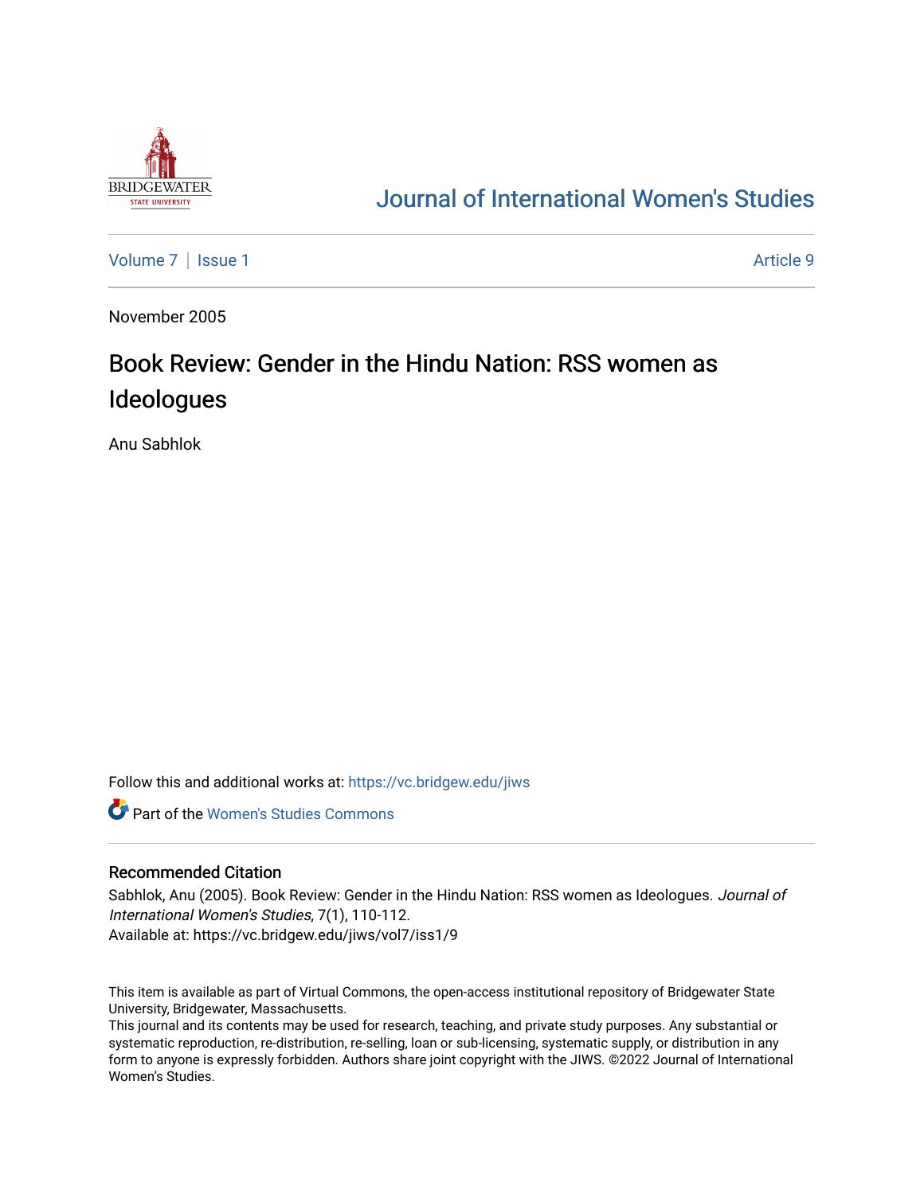# Journal of International Women's Studies

Volume 7 | Issue 1 Article 9

November 2005

## Book Review: Gender in the Hindu Nation: RSS women as Ideologues

Anu Sabhlok

Follow this and additional works at: https://vc.bridgew.edu/jiws

Part of the Women's Studies Commons

### Recommended Citation

Sabhlok, Anu (2005). Book Review: Gender in the Hindu Nation: RSS women as Ideologues. *Journal of International Women's Studies*, 7(1), 110-112.
Available at: https://vc.bridgew.edu/jiws/vol7/iss1/9

This item is available as part of Virtual Commons, the open-access institutional repository of Bridgewater State University, Bridgewater, Massachusetts.
This journal and its contents may be used for research, teaching, and private study purposes. Any substantial or systematic reproduction, re-distribution, re-selling, loan or sub-licensing, systematic supply, or distribution in any form to anyone is expressly forbidden. Authors share joint copyright with the JIWS. ©2022 Journal of International Women's Studies.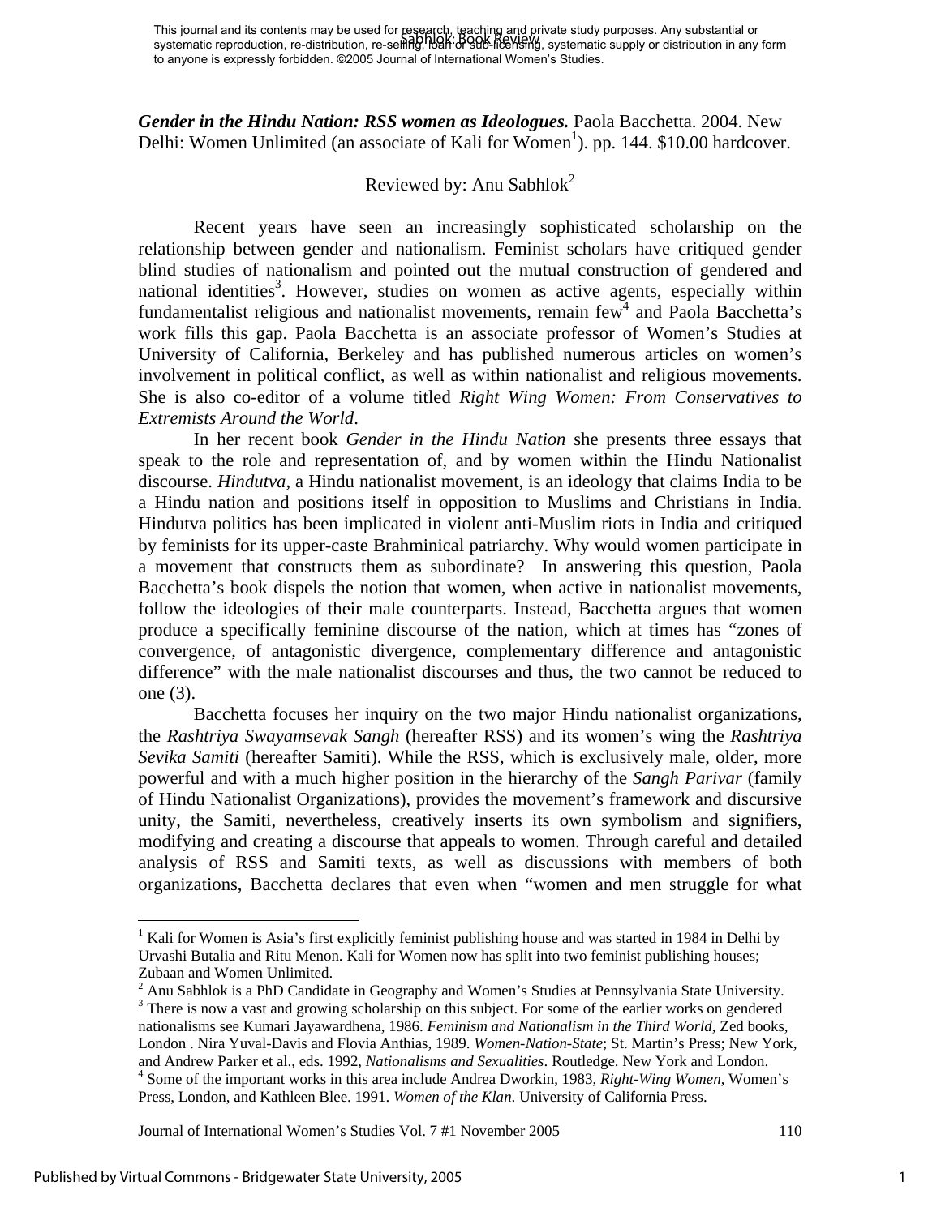***Gender in the Hindu Nation: RSS women as Ideologues.*** Paola Bacchetta. 2004. New Delhi: Women Unlimited (an associate of Kali for Women[1]). pp. 144. $10.00 hardcover.

Reviewed by: Anu Sabhlok[2]

Recent years have seen an increasingly sophisticated scholarship on the relationship between gender and nationalism. Feminist scholars have critiqued gender blind studies of nationalism and pointed out the mutual construction of gendered and national identities[3]. However, studies on women as active agents, especially within fundamentalist religious and nationalist movements, remain few[4] and Paola Bacchetta's work fills this gap. Paola Bacchetta is an associate professor of Women's Studies at University of California, Berkeley and has published numerous articles on women's involvement in political conflict, as well as within nationalist and religious movements. She is also co-editor of a volume titled *Right Wing Women: From Conservatives to Extremists Around the World*.

In her recent book *Gender in the Hindu Nation* she presents three essays that speak to the role and representation of, and by women within the Hindu Nationalist discourse. *Hindutva*, a Hindu nationalist movement, is an ideology that claims India to be a Hindu nation and positions itself in opposition to Muslims and Christians in India. Hindutva politics has been implicated in violent anti-Muslim riots in India and critiqued by feminists for its upper-caste Brahminical patriarchy. Why would women participate in a movement that constructs them as subordinate? In answering this question, Paola Bacchetta's book dispels the notion that women, when active in nationalist movements, follow the ideologies of their male counterparts. Instead, Bacchetta argues that women produce a specifically feminine discourse of the nation, which at times has "zones of convergence, of antagonistic divergence, complementary difference and antagonistic difference" with the male nationalist discourses and thus, the two cannot be reduced to one (3).

Bacchetta focuses her inquiry on the two major Hindu nationalist organizations, the *Rashtriya Swayamsevak Sangh* (hereafter RSS) and its women's wing the *Rashtriya Sevika Samiti* (hereafter Samiti). While the RSS, which is exclusively male, older, more powerful and with a much higher position in the hierarchy of the *Sangh Parivar* (family of Hindu Nationalist Organizations), provides the movement's framework and discursive unity, the Samiti, nevertheless, creatively inserts its own symbolism and signifiers, modifying and creating a discourse that appeals to women. Through careful and detailed analysis of RSS and Samiti texts, as well as discussions with members of both organizations, Bacchetta declares that even when "women and men struggle for what

---

[1] Kali for Women is Asia's first explicitly feminist publishing house and was started in 1984 in Delhi by Urvashi Butalia and Ritu Menon. Kali for Women now has split into two feminist publishing houses; Zubaan and Women Unlimited.

[2] Anu Sabhlok is a PhD Candidate in Geography and Women's Studies at Pennsylvania State University.

[3] There is now a vast and growing scholarship on this subject. For some of the earlier works on gendered nationalisms see Kumari Jayawardhena, 1986. *Feminism and Nationalism in the Third World*, Zed books, London . Nira Yuval-Davis and Flovia Anthias, 1989. *Women-Nation-State*; St. Martin's Press; New York, and Andrew Parker et al., eds. 1992, *Nationalisms and Sexualities*. Routledge. New York and London.

[4] Some of the important works in this area include Andrea Dworkin, 1983, *Right-Wing Women*, Women's Press, London, and Kathleen Blee. 1991. *Women of the Klan*. University of California Press.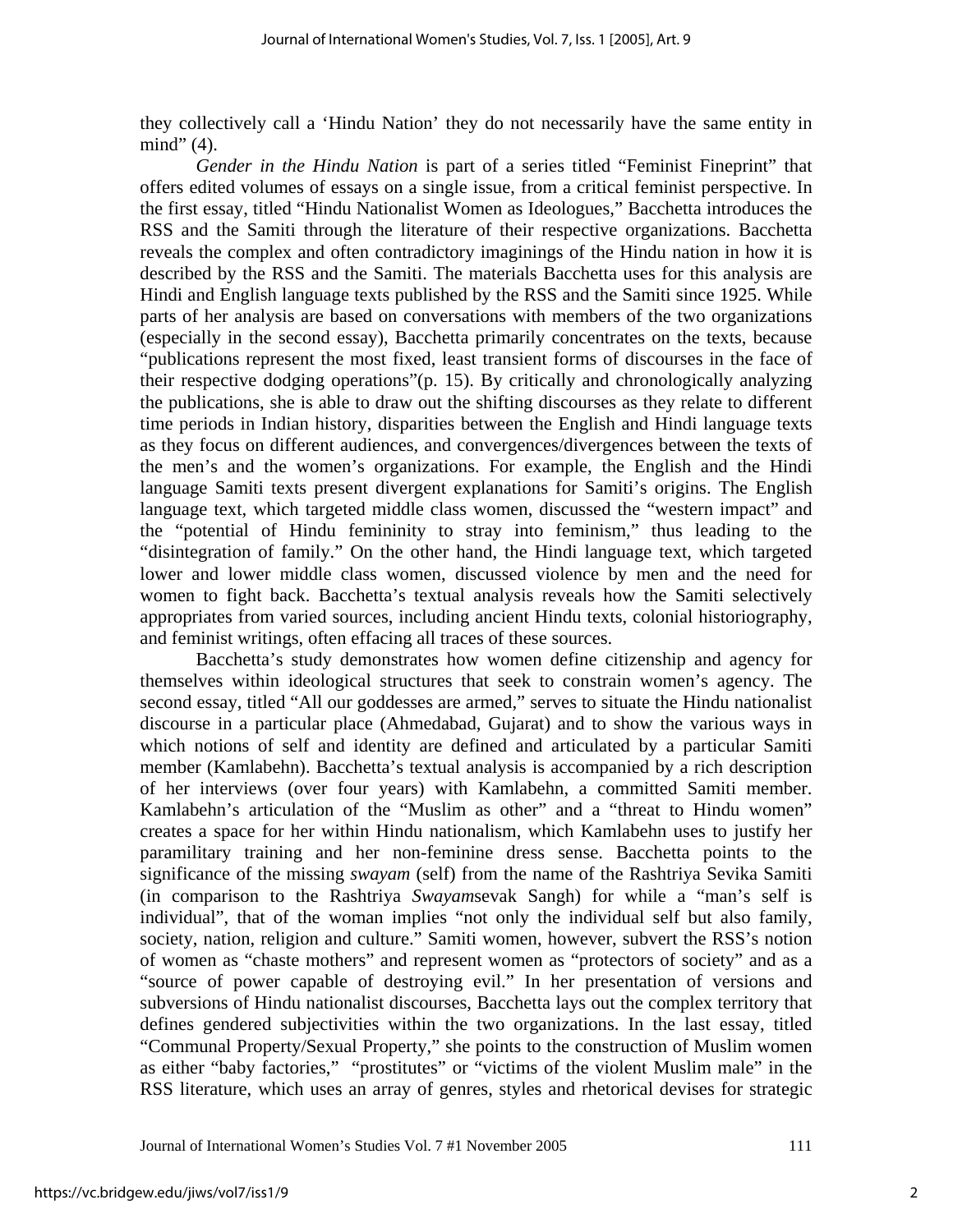they collectively call a 'Hindu Nation' they do not necessarily have the same entity in mind" (4).

*Gender in the Hindu Nation* is part of a series titled "Feminist Fineprint" that offers edited volumes of essays on a single issue, from a critical feminist perspective. In the first essay, titled "Hindu Nationalist Women as Ideologues," Bacchetta introduces the RSS and the Samiti through the literature of their respective organizations. Bacchetta reveals the complex and often contradictory imaginings of the Hindu nation in how it is described by the RSS and the Samiti. The materials Bacchetta uses for this analysis are Hindi and English language texts published by the RSS and the Samiti since 1925. While parts of her analysis are based on conversations with members of the two organizations (especially in the second essay), Bacchetta primarily concentrates on the texts, because "publications represent the most fixed, least transient forms of discourses in the face of their respective dodging operations"(p. 15). By critically and chronologically analyzing the publications, she is able to draw out the shifting discourses as they relate to different time periods in Indian history, disparities between the English and Hindi language texts as they focus on different audiences, and convergences/divergences between the texts of the men's and the women's organizations. For example, the English and the Hindi language Samiti texts present divergent explanations for Samiti's origins. The English language text, which targeted middle class women, discussed the "western impact" and the "potential of Hindu femininity to stray into feminism," thus leading to the "disintegration of family." On the other hand, the Hindi language text, which targeted lower and lower middle class women, discussed violence by men and the need for women to fight back. Bacchetta's textual analysis reveals how the Samiti selectively appropriates from varied sources, including ancient Hindu texts, colonial historiography, and feminist writings, often effacing all traces of these sources.

Bacchetta's study demonstrates how women define citizenship and agency for themselves within ideological structures that seek to constrain women's agency. The second essay, titled "All our goddesses are armed," serves to situate the Hindu nationalist discourse in a particular place (Ahmedabad, Gujarat) and to show the various ways in which notions of self and identity are defined and articulated by a particular Samiti member (Kamlabehn). Bacchetta's textual analysis is accompanied by a rich description of her interviews (over four years) with Kamlabehn, a committed Samiti member. Kamlabehn's articulation of the "Muslim as other" and a "threat to Hindu women" creates a space for her within Hindu nationalism, which Kamlabehn uses to justify her paramilitary training and her non-feminine dress sense. Bacchetta points to the significance of the missing *swayam* (self) from the name of the Rashtriya Sevika Samiti (in comparison to the Rashtriya *Swayam*sevak Sangh) for while a "man's self is individual", that of the woman implies "not only the individual self but also family, society, nation, religion and culture." Samiti women, however, subvert the RSS's notion of women as "chaste mothers" and represent women as "protectors of society" and as a "source of power capable of destroying evil." In her presentation of versions and subversions of Hindu nationalist discourses, Bacchetta lays out the complex territory that defines gendered subjectivities within the two organizations. In the last essay, titled "Communal Property/Sexual Property," she points to the construction of Muslim women as either "baby factories," "prostitutes" or "victims of the violent Muslim male" in the RSS literature, which uses an array of genres, styles and rhetorical devises for strategic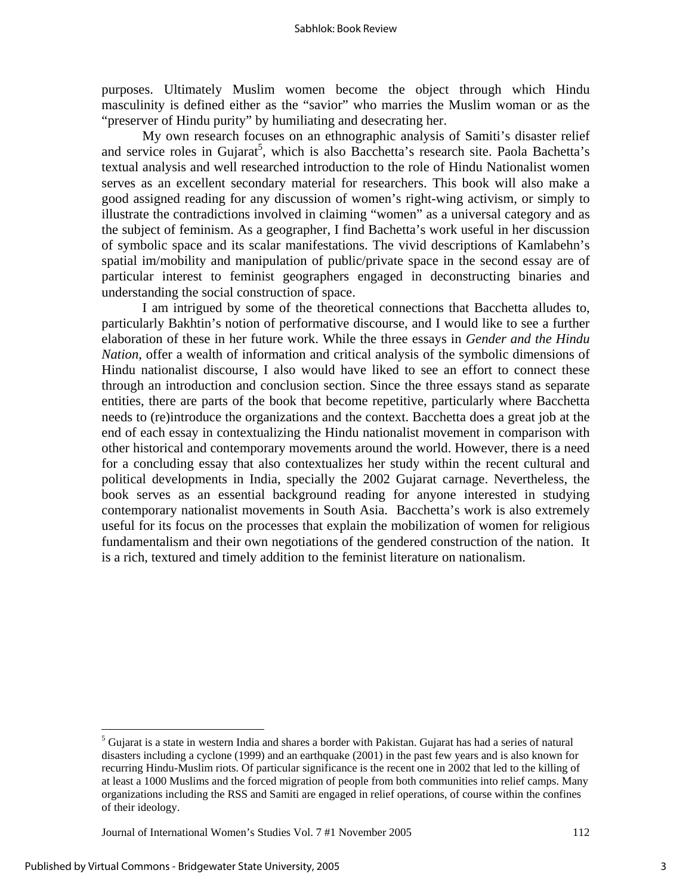purposes. Ultimately Muslim women become the object through which Hindu masculinity is defined either as the "savior" who marries the Muslim woman or as the "preserver of Hindu purity" by humiliating and desecrating her.

My own research focuses on an ethnographic analysis of Samiti's disaster relief and service roles in Gujarat[5], which is also Bacchetta's research site. Paola Bachetta's textual analysis and well researched introduction to the role of Hindu Nationalist women serves as an excellent secondary material for researchers. This book will also make a good assigned reading for any discussion of women's right-wing activism, or simply to illustrate the contradictions involved in claiming "women" as a universal category and as the subject of feminism. As a geographer, I find Bachetta's work useful in her discussion of symbolic space and its scalar manifestations. The vivid descriptions of Kamlabehn's spatial im/mobility and manipulation of public/private space in the second essay are of particular interest to feminist geographers engaged in deconstructing binaries and understanding the social construction of space.

I am intrigued by some of the theoretical connections that Bacchetta alludes to, particularly Bakhtin's notion of performative discourse, and I would like to see a further elaboration of these in her future work. While the three essays in *Gender and the Hindu Nation*, offer a wealth of information and critical analysis of the symbolic dimensions of Hindu nationalist discourse, I also would have liked to see an effort to connect these through an introduction and conclusion section. Since the three essays stand as separate entities, there are parts of the book that become repetitive, particularly where Bacchetta needs to (re)introduce the organizations and the context. Bacchetta does a great job at the end of each essay in contextualizing the Hindu nationalist movement in comparison with other historical and contemporary movements around the world. However, there is a need for a concluding essay that also contextualizes her study within the recent cultural and political developments in India, specially the 2002 Gujarat carnage. Nevertheless, the book serves as an essential background reading for anyone interested in studying contemporary nationalist movements in South Asia. Bacchetta's work is also extremely useful for its focus on the processes that explain the mobilization of women for religious fundamentalism and their own negotiations of the gendered construction of the nation. It is a rich, textured and timely addition to the feminist literature on nationalism.

---

[5] Gujarat is a state in western India and shares a border with Pakistan. Gujarat has had a series of natural disasters including a cyclone (1999) and an earthquake (2001) in the past few years and is also known for recurring Hindu-Muslim riots. Of particular significance is the recent one in 2002 that led to the killing of at least a 1000 Muslims and the forced migration of people from both communities into relief camps. Many organizations including the RSS and Samiti are engaged in relief operations, of course within the confines of their ideology.